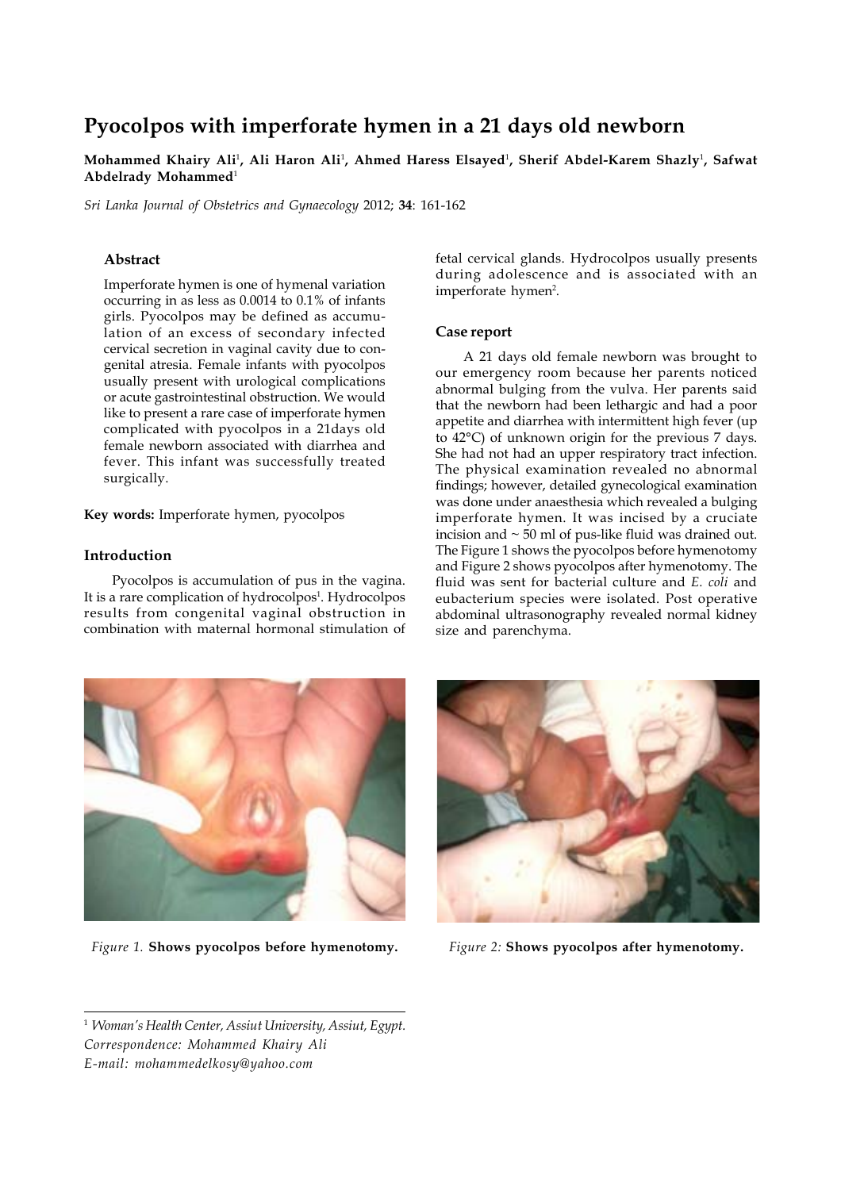# Pyocolpos with imperforate hymen in a 21 days old newborn

**Mohammed Khairy Ali**[1]**, Ali Haron Ali**[1]**, Ahmed Haress Elsayed**[1]**, Sherif Abdel-Karem Shazly**[1]**, Safwat Abdelrady Mohammed**[1]

*Sri Lanka Journal of Obstetrics and Gynaecology* 2012; **34**: 161-162

## Abstract

Imperforate hymen is one of hymenal variation occurring in as less as 0.0014 to 0.1% of infants girls. Pyocolpos may be defined as accumulation of an excess of secondary infected cervical secretion in vaginal cavity due to congenital atresia. Female infants with pyocolpos usually present with urological complications or acute gastrointestinal obstruction. We would like to present a rare case of imperforate hymen complicated with pyocolpos in a 21days old female newborn associated with diarrhea and fever. This infant was successfully treated surgically.

**Key words:** Imperforate hymen, pyocolpos

## Introduction

Pyocolpos is accumulation of pus in the vagina. It is a rare complication of hydrocolpos[1]. Hydrocolpos results from congenital vaginal obstruction in combination with maternal hormonal stimulation of fetal cervical glands. Hydrocolpos usually presents during adolescence and is associated with an imperforate hymen[2].

## Case report

A 21 days old female newborn was brought to our emergency room because her parents noticed abnormal bulging from the vulva. Her parents said that the newborn had been lethargic and had a poor appetite and diarrhea with intermittent high fever (up to 42°C) of unknown origin for the previous 7 days. She had not had an upper respiratory tract infection. The physical examination revealed no abnormal findings; however, detailed gynecological examination was done under anaesthesia which revealed a bulging imperforate hymen. It was incised by a cruciate incision and ~ 50 ml of pus-like fluid was drained out. The Figure 1 shows the pyocolpos before hymenotomy and Figure 2 shows pyocolpos after hymenotomy. The fluid was sent for bacterial culture and *E. coli* and eubacterium species were isolated. Post operative abdominal ultrasonography revealed normal kidney size and parenchyma.

*Figure 1.* **Shows pyocolpos before hymenotomy.**

*Figure 2:* **Shows pyocolpos after hymenotomy.**

---

[1] *Woman's Health Center, Assiut University, Assiut, Egypt.*
*Correspondence: Mohammed Khairy Ali*
*E-mail: mohammedelkosy@yahoo.com*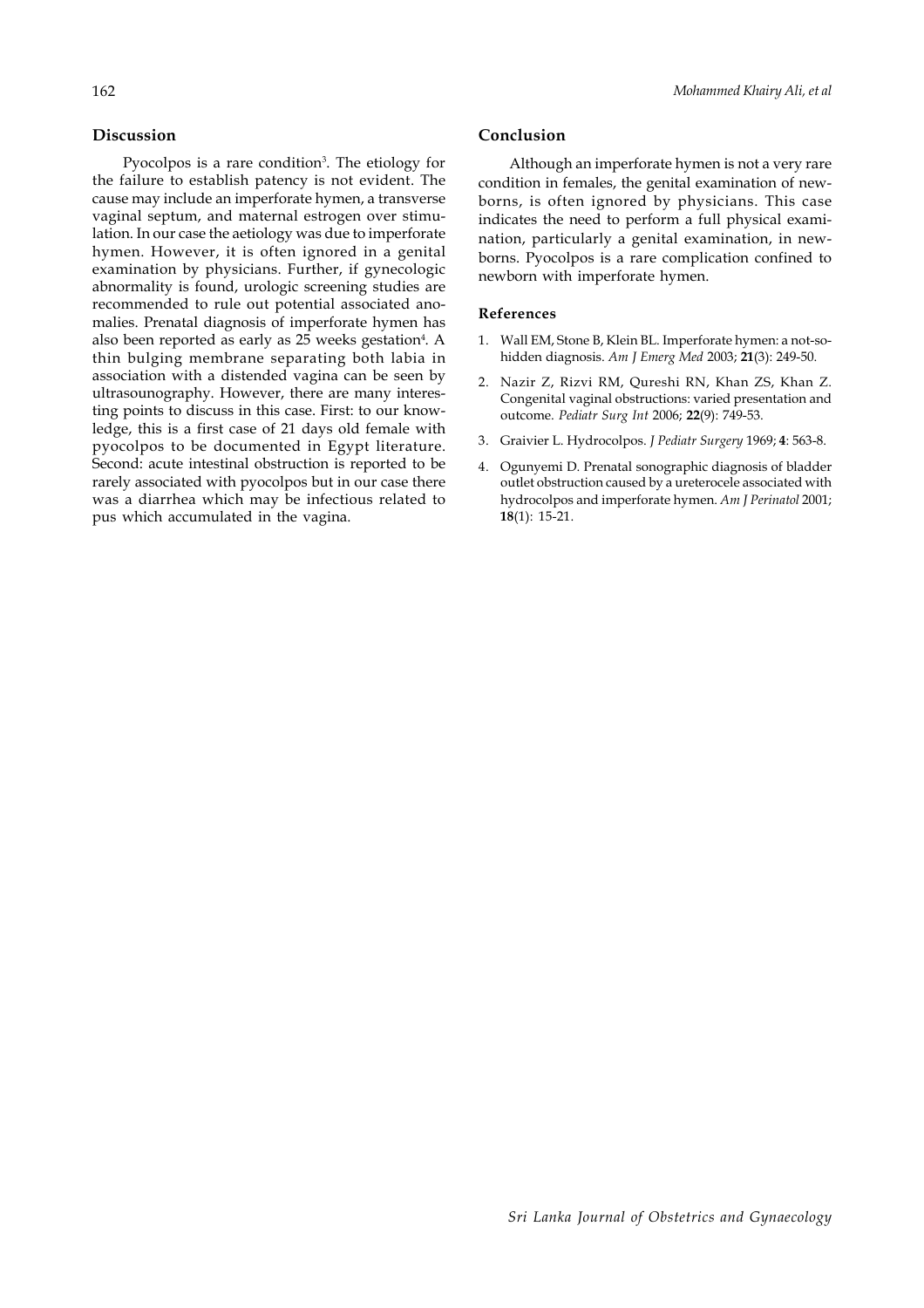## Discussion

Pyocolpos is a rare condition[3]. The etiology for the failure to establish patency is not evident. The cause may include an imperforate hymen, a transverse vaginal septum, and maternal estrogen over stimulation. In our case the aetiology was due to imperforate hymen. However, it is often ignored in a genital examination by physicians. Further, if gynecologic abnormality is found, urologic screening studies are recommended to rule out potential associated anomalies. Prenatal diagnosis of imperforate hymen has also been reported as early as 25 weeks gestation[4]. A thin bulging membrane separating both labia in association with a distended vagina can be seen by ultrasounography. However, there are many interesting points to discuss in this case. First: to our knowledge, this is a first case of 21 days old female with pyocolpos to be documented in Egypt literature. Second: acute intestinal obstruction is reported to be rarely associated with pyocolpos but in our case there was a diarrhea which may be infectious related to pus which accumulated in the vagina.

## Conclusion

Although an imperforate hymen is not a very rare condition in females, the genital examination of newborns, is often ignored by physicians. This case indicates the need to perform a full physical examination, particularly a genital examination, in newborns. Pyocolpos is a rare complication confined to newborn with imperforate hymen.

### References

1. Wall EM, Stone B, Klein BL. Imperforate hymen: a not-so-hidden diagnosis. *Am J Emerg Med* 2003; **21**(3): 249-50.
2. Nazir Z, Rizvi RM, Qureshi RN, Khan ZS, Khan Z. Congenital vaginal obstructions: varied presentation and outcome. *Pediatr Surg Int* 2006; **22**(9): 749-53.
3. Graivier L. Hydrocolpos. *J Pediatr Surgery* 1969; **4**: 563-8.
4. Ogunyemi D. Prenatal sonographic diagnosis of bladder outlet obstruction caused by a ureterocele associated with hydrocolpos and imperforate hymen. *Am J Perinatol* 2001; **18**(1): 15-21.